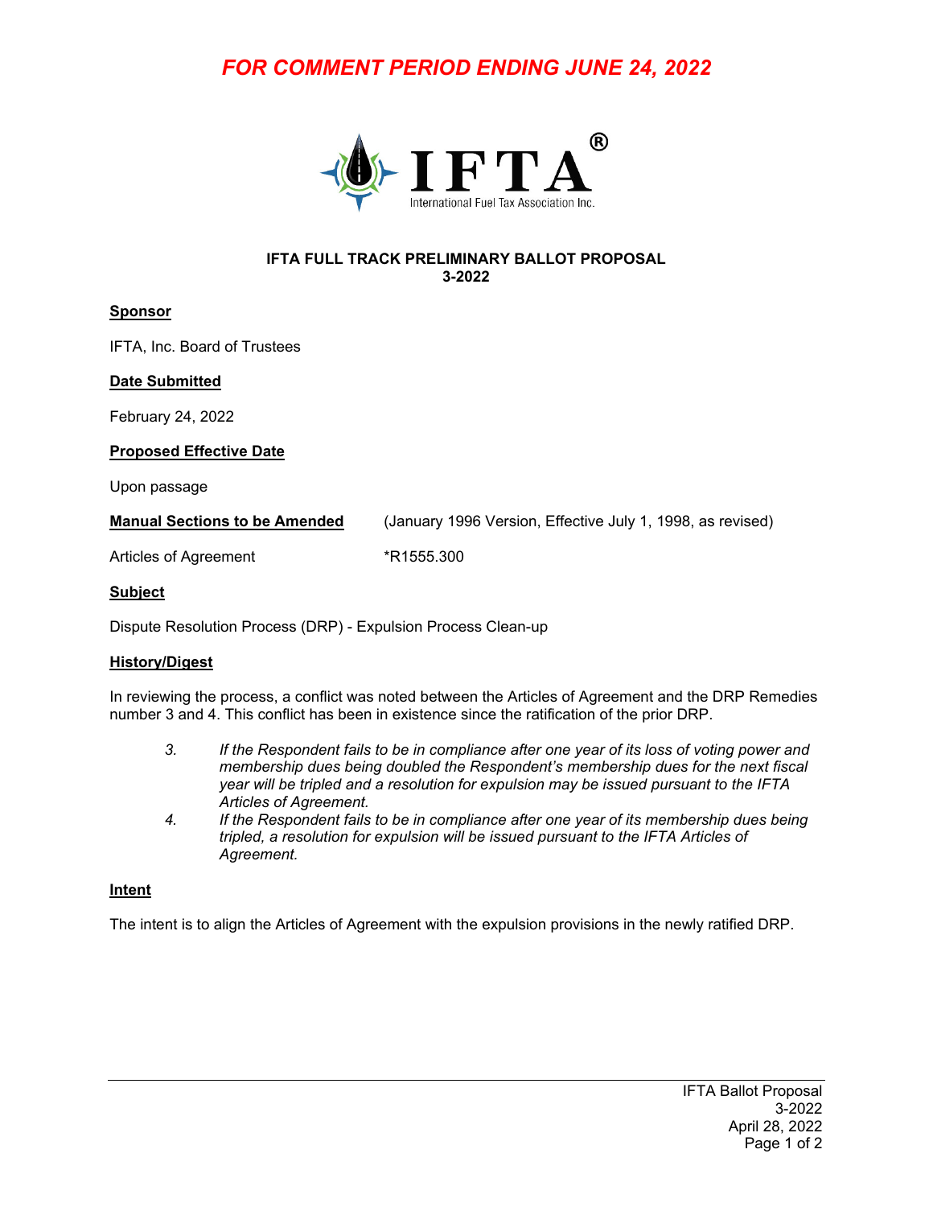*FOR COMMENT PERIOD ENDING JUNE 24, 2022*

IFTA® International Fuel Tax Association Inc.

**IFTA FULL TRACK PRELIMINARY BALLOT PROPOSAL**
**3-2022**

## Sponsor

IFTA, Inc. Board of Trustees

## Date Submitted

February 24, 2022

## Proposed Effective Date

Upon passage

## Manual Sections to be Amended

(January 1996 Version, Effective July 1, 1998, as revised)

Articles of Agreement *R1555.300

## Subject

Dispute Resolution Process (DRP) - Expulsion Process Clean-up

## History/Digest

In reviewing the process, a conflict was noted between the Articles of Agreement and the DRP Remedies number 3 and 4. This conflict has been in existence since the ratification of the prior DRP.

3. *If the Respondent fails to be in compliance after one year of its loss of voting power and membership dues being doubled the Respondent's membership dues for the next fiscal year will be tripled and a resolution for expulsion may be issued pursuant to the IFTA Articles of Agreement.*
4. *If the Respondent fails to be in compliance after one year of its membership dues being tripled, a resolution for expulsion will be issued pursuant to the IFTA Articles of Agreement.*

## Intent

The intent is to align the Articles of Agreement with the expulsion provisions in the newly ratified DRP.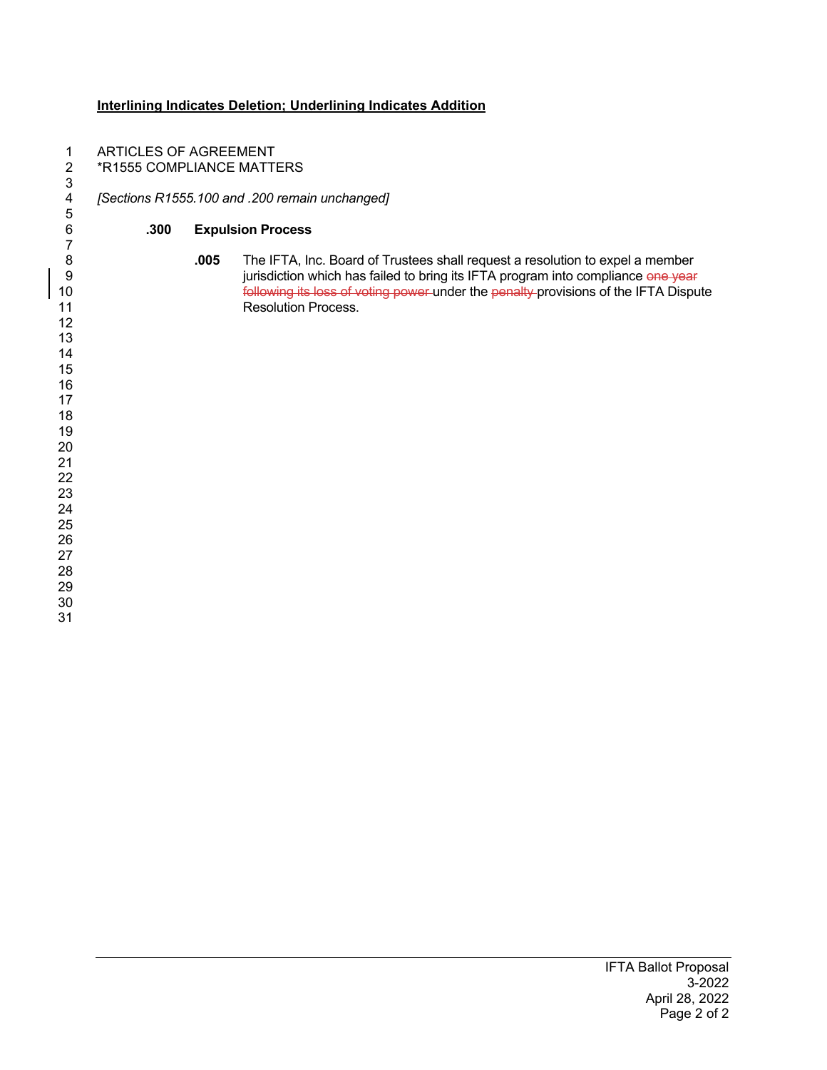**Interlining Indicates Deletion; Underlining Indicates Addition**

ARTICLES OF AGREEMENT
*R1555 COMPLIANCE MATTERS

*[Sections R1555.100 and .200 remain unchanged]*

**.300 Expulsion Process**

**.005** The IFTA, Inc. Board of Trustees shall request a resolution to expel a member jurisdiction which has failed to bring its IFTA program into compliance ~~one year following its loss of voting power~~ under the ~~penalty~~ provisions of the IFTA Dispute Resolution Process.